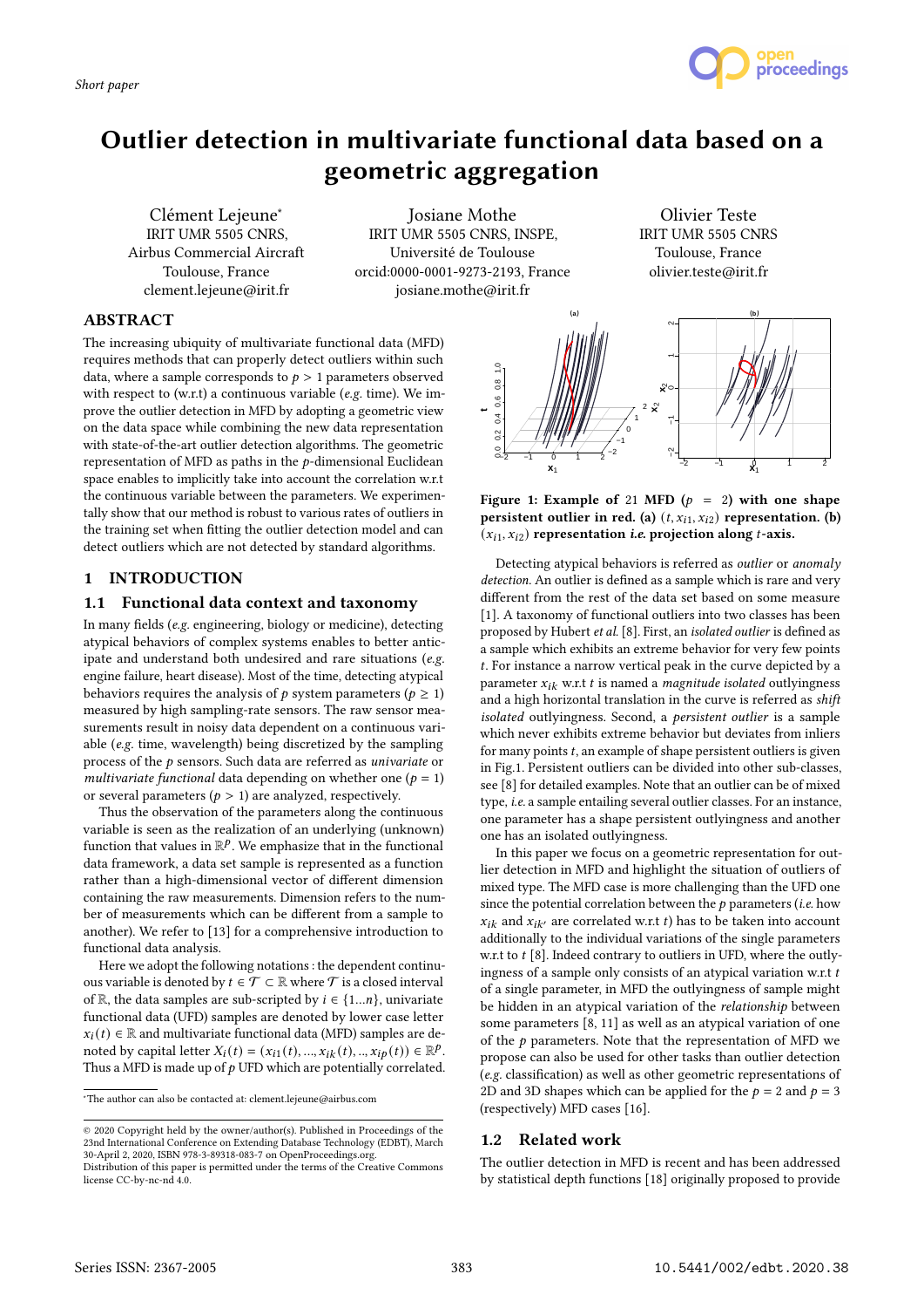Short paper

# Outlier detection in multivariate functional data based on a geometric aggregation

Clément Lejeune*
IRIT UMR 5505 CNRS,
Airbus Commercial Aircraft
Toulouse, France
clement.lejeune@irit.fr

Josiane Mothe
IRIT UMR 5505 CNRS, INSPE,
Université de Toulouse
orcid:0000-0001-9273-2193, France
josiane.mothe@irit.fr

Olivier Teste
IRIT UMR 5505 CNRS
Toulouse, France
olivier.teste@irit.fr

## ABSTRACT

The increasing ubiquity of multivariate functional data (MFD) requires methods that can properly detect outliers within such data, where a sample corresponds to $p > 1$ parameters observed with respect to (w.r.t) a continuous variable (*e.g.* time). We improve the outlier detection in MFD by adopting a geometric view on the data space while combining the new data representation with state-of-the-art outlier detection algorithms. The geometric representation of MFD as paths in the $p$-dimensional Euclidean space enables to implicitly take into account the correlation w.r.t the continuous variable between the parameters. We experimentally show that our method is robust to various rates of outliers in the training set when fitting the outlier detection model and can detect outliers which are not detected by standard algorithms.

## 1 INTRODUCTION

### 1.1 Functional data context and taxonomy

In many fields (*e.g.* engineering, biology or medicine), detecting atypical behaviors of complex systems enables to better anticipate and understand both undesired and rare situations (*e.g.* engine failure, heart disease). Most of the time, detecting atypical behaviors requires the analysis of $p$ system parameters ($p \geq 1$) measured by high sampling-rate sensors. The raw sensor measurements result in noisy data dependent on a continuous variable (*e.g.* time, wavelength) being discretized by the sampling process of the $p$ sensors. Such data are referred as *univariate* or *multivariate functional* data depending on whether one ($p = 1$) or several parameters ($p > 1$) are analyzed, respectively.

Thus the observation of the parameters along the continuous variable is seen as the realization of an underlying (unknown) function that values in $\mathbb{R}^p$. We emphasize that in the functional data framework, a data set sample is represented as a function rather than a high-dimensional vector of different dimension containing the raw measurements. Dimension refers to the number of measurements which can be different from a sample to another). We refer to [13] for a comprehensive introduction to functional data analysis.

Here we adopt the following notations : the dependent continuous variable is denoted by $t \in \mathcal{T} \subset \mathbb{R}$ where $\mathcal{T}$ is a closed interval of $\mathbb{R}$, the data samples are sub-scripted by $i \in \{1...n\}$, univariate functional data (UFD) samples are denoted by lower case letter $x_i(t) \in \mathbb{R}$ and multivariate functional data (MFD) samples are denoted by capital letter $X_i(t) = (x_{i1}(t), ..., x_{ik}(t), .., x_{ip}(t)) \in \mathbb{R}^p$. Thus a MFD is made up of $p$ UFD which are potentially correlated.

*The author can also be contacted at: clement.lejeune@airbus.com

© 2020 Copyright held by the owner/author(s). Published in Proceedings of the 23nd International Conference on Extending Database Technology (EDBT), March 30-April 2, 2020, ISBN 978-3-89318-083-7 on OpenProceedings.org.
Distribution of this paper is permitted under the terms of the Creative Commons license CC-by-nc-nd 4.0.

**Figure 1: Example of 21 MFD ($p = 2$) with one shape persistent outlier in red. (a) $(t, x_{i1}, x_{i2})$ representation. (b) $(x_{i1}, x_{i2})$ representation *i.e.* projection along $t$-axis.**

Detecting atypical behaviors is referred as *outlier* or *anomaly detection*. An outlier is defined as a sample which is rare and very different from the rest of the data set based on some measure [1]. A taxonomy of functional outliers into two classes has been proposed by Hubert *et al.* [8]. First, an *isolated outlier* is defined as a sample which exhibits an extreme behavior for very few points $t$. For instance a narrow vertical peak in the curve depicted by a parameter $x_{ik}$ w.r.t $t$ is named a *magnitude isolated* outlyingness and a high horizontal translation in the curve is referred as *shift isolated* outlyingness. Second, a *persistent outlier* is a sample which never exhibits extreme behavior but deviates from inliers for many points $t$, an example of shape persistent outliers is given in Fig.1. Persistent outliers can be divided into other sub-classes, see [8] for detailed examples. Note that an outlier can be of mixed type, *i.e.* a sample entailing several outlier classes. For an instance, one parameter has a shape persistent outlyingness and another one has an isolated outlyingness.

In this paper we focus on a geometric representation for outlier detection in MFD and highlight the situation of outliers of mixed type. The MFD case is more challenging than the UFD one since the potential correlation between the $p$ parameters (*i.e.* how $x_{ik}$ and $x_{ik'}$ are correlated w.r.t $t$) has to be taken into account additionally to the individual variations of the single parameters w.r.t to $t$ [8]. Indeed contrary to outliers in UFD, where the outlyingness of a sample only consists of an atypical variation w.r.t $t$ of a single parameter, in MFD the outlyingness of sample might be hidden in an atypical variation of the *relationship* between some parameters [8, 11] as well as an atypical variation of one of the $p$ parameters. Note that the representation of MFD we propose can also be used for other tasks than outlier detection (*e.g.* classification) as well as other geometric representations of 2D and 3D shapes which can be applied for the $p = 2$ and $p = 3$ (respectively) MFD cases [16].

### 1.2 Related work

The outlier detection in MFD is recent and has been addressed by statistical depth functions [18] originally proposed to provide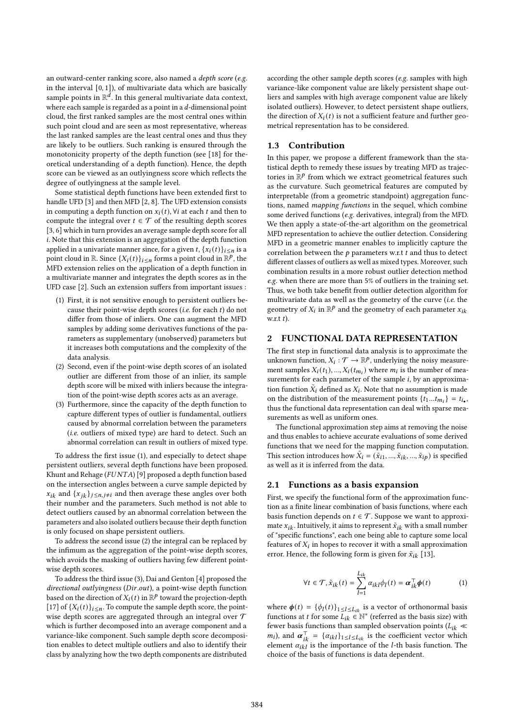an outward-center ranking score, also named a *depth score* (*e.g.* in the interval $[0, 1]$), of multivariate data which are basically sample points in $\mathbb{R}^d$. In this general multivariate data context, where each sample is regarded as a point in a $d$-dimensional point cloud, the first ranked samples are the most central ones within such point cloud and are seen as most representative, whereas the last ranked samples are the least central ones and thus they are likely to be outliers. Such ranking is ensured through the monotonicity property of the depth function (see [18] for theoretical understanding of a depth function). Hence, the depth score can be viewed as an outlyingness score which reflects the degree of outlyingness at the sample level.

Some statistical depth functions have been extended first to handle UFD [3] and then MFD [2, 8]. The UFD extension consists in computing a depth function on $x_i(t), \forall i$ at each $t$ and then to compute the integral over $t \in \mathcal{T}$ of the resulting depth scores [3, 6] which in turn provides an average sample depth score for all $i$. Note that this extension is an aggregation of the depth function applied in a univariate manner since, for a given $t$, $\{x_i(t)\}_{i \leq n}$ is a point cloud in $\mathbb{R}$. Since $\{X_i(t)\}_{i \leq n}$ forms a point cloud in $\mathbb{R}^p$, the MFD extension relies on the application of a depth function in a multivariate manner and integrates the depth scores as in the UFD case [2]. Such an extension suffers from important issues :

1. First, it is not sensitive enough to persistent outliers because their point-wise depth scores (*i.e.* for each $t$) do not differ from those of inliers. One can augment the MFD samples by adding some derivatives functions of the parameters as supplementary (unobserved) parameters but it increases both computations and the complexity of the data analysis.
2. Second, even if the point-wise depth scores of an isolated outlier are different from those of an inlier, its sample depth score will be mixed with inliers because the integration of the point-wise depth scores acts as an average.
3. Furthermore, since the capacity of the depth function to capture different types of outlier is fundamental, outliers caused by abnormal correlation between the parameters (*i.e.* outliers of mixed type) are hard to detect. Such an abnormal correlation can result in outliers of mixed type.

To address the first issue (1), and especially to detect shape persistent outliers, several depth functions have been proposed. Khunt and Rehage (*FUNTA*) [9] proposed a depth function based on the intersection angles between a curve sample depicted by $x_{ik}$ and $\{x_{jk}\}_{j \leq n, j \neq i}$ and then average these angles over both their number and the parameters. Such method is not able to detect outliers caused by an abnormal correlation between the parameters and also isolated outliers because their depth function is only focused on shape persistent outliers.

To address the second issue (2) the integral can be replaced by the infimum as the aggregation of the point-wise depth scores, which avoids the masking of outliers having few different point-wise depth scores.

To address the third issue (3), Dai and Genton [4] proposed the *directional outlyingness* (*Dir.out*), a point-wise depth function based on the direction of $X_i(t)$ in $\mathbb{R}^p$ toward the projection-depth [17] of $\{X_i(t)\}_{i \leq n}$. To compute the sample depth score, the point-wise depth scores are aggregated through an integral over $\mathcal{T}$ which is further decomposed into an average component and a variance-like component. Such sample depth score decomposition enables to detect multiple outliers and also to identify their class by analyzing how the two depth components are distributed according the other sample depth scores (*e.g.* samples with high variance-like component value are likely persistent shape outliers and samples with high average component value are likely isolated outliers). However, to detect persistent shape outliers, the direction of $X_i(t)$ is not a sufficient feature and further geometrical representation has to be considered.

## 1.3 Contribution

In this paper, we propose a different framework than the statistical depth to remedy these issues by treating MFD as trajectories in $\mathbb{R}^p$ from which we extract geometrical features such as the curvature. Such geometrical features are computed by interpretable (from a geometric standpoint) aggregation functions, named *mapping functions* in the sequel, which combine some derived functions (*e.g.* derivatives, integral) from the MFD. We then apply a state-of-the-art algorithm on the geometrical MFD representation to achieve the outlier detection. Considering MFD in a geometric manner enables to implicitly capture the correlation between the $p$ parameters w.r.t $t$ and thus to detect different classes of outliers as well as mixed types. Moreover, such combination results in a more robust outlier detection method *e.g.* when there are more than 5% of outliers in the training set. Thus, we both take benefit from outlier detection algorithm for multivariate data as well as the geometry of the curve (*i.e.* the geometry of $X_i$ in $\mathbb{R}^p$ and the geometry of each parameter $x_{ik}$ w.r.t $t$).

# 2 FUNCTIONAL DATA REPRESENTATION

The first step in functional data analysis is to approximate the unknown function, $X_i : \mathcal{T} \rightarrow \mathbb{R}^p$, underlying the noisy measurement samples $X_i(t_1), ..., X_i(t_{m_i})$ where $m_i$ is the number of measurements for each parameter of the sample $i$, by an approximation function $\tilde{X}_i$ defined as $X_i$. Note that no assumption is made on the distribution of the measurement points $\{t_1 ... t_{m_i}\} = t_{i\bullet}$, thus the functional data representation can deal with sparse measurements as well as uniform ones.

The functional approximation step aims at removing the noise and thus enables to achieve accurate evaluations of some derived functions that we need for the mapping function computation. This section introduces how $\tilde{X}_i = (\tilde{x}_{i1}, ..., \tilde{x}_{ik}, ..., \tilde{x}_{ip})$ is specified as well as it is inferred from the data.

## 2.1 Functions as a basis expansion

First, we specify the functional form of the approximation function as a finite linear combination of basis functions, where each basis function depends on $t \in \mathcal{T}$. Suppose we want to approximate $x_{ik}$. Intuitively, it aims to represent $\tilde{x}_{ik}$ with a small number of "specific functions", each one being able to capture some local features of $X_i$ in hopes to recover it with a small approximation error. Hence, the following form is given for $\tilde{x}_{ik}$ [13],

$$\forall t \in \mathcal{T}, \tilde{x}_{ik}(t) = \sum_{l=1}^{L_{ik}} \alpha_{ikl} \phi_l(t) = \boldsymbol{\alpha}_{ik}^\top \boldsymbol{\phi}(t) \tag{1}$$

where $\boldsymbol{\phi}(t) = \{\phi_l(t)\}_{1 \leq l \leq L_{ik}}$ is a vector of orthonormal basis functions at $t$ for some $L_{ik} \in \mathbb{N}^*$ (referred as the basis size) with fewer basis functions than sampled observation points ($L_{ik} \ll m_i$), and $\boldsymbol{\alpha}_{ik}^\top = \{\alpha_{ikl}\}_{1 \leq l \leq L_{ik}}$ is the coefficient vector which element $\alpha_{ikl}$ is the importance of the $l$-th basis function. The choice of the basis of functions is data dependent.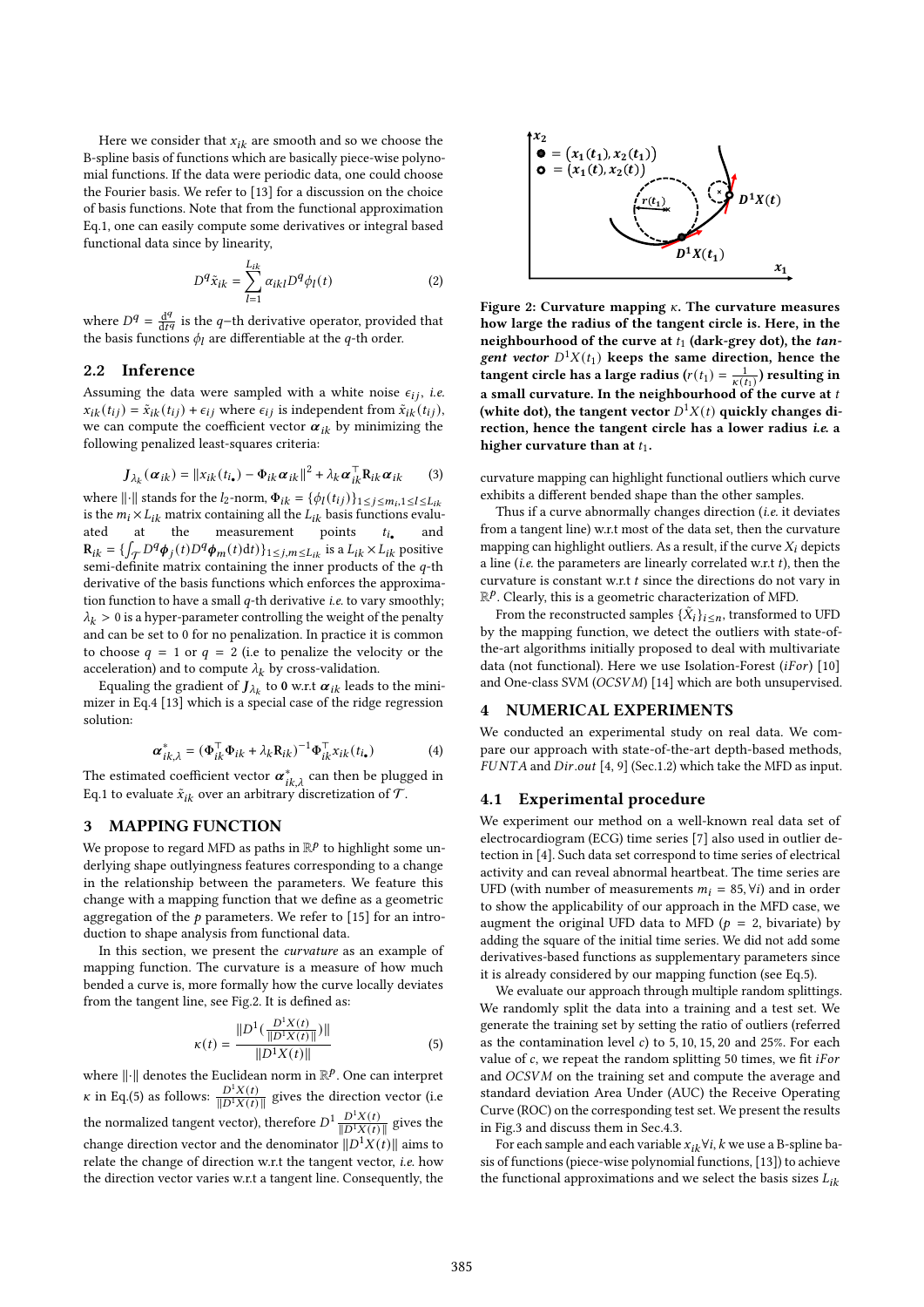Here we consider that $x_{ik}$ are smooth and so we choose the B-spline basis of functions which are basically piece-wise polynomial functions. If the data were periodic data, one could choose the Fourier basis. We refer to [13] for a discussion on the choice of basis functions. Note that from the functional approximation Eq.1, one can easily compute some derivatives or integral based functional data since by linearity,

$$D^q \tilde{x}_{ik} = \sum_{l=1}^{L_{ik}} \alpha_{ikl} D^q \phi_l(t) \tag{2}$$

where $D^q = \frac{d^q}{dt^q}$ is the $q$–th derivative operator, provided that the basis functions $\phi_l$ are differentiable at the $q$-th order.

### 2.2 Inference

Assuming the data were sampled with a white noise $\epsilon_{ij}$, *i.e.* $x_{ik}(t_{ij}) = \tilde{x}_{ik}(t_{ij}) + \epsilon_{ij}$ where $\epsilon_{ij}$ is independent from $\tilde{x}_{ik}(t_{ij})$, we can compute the coefficient vector $\boldsymbol{\alpha}_{ik}$ by minimizing the following penalized least-squares criteria:

$$J_{\lambda_k}(\boldsymbol{\alpha}_{ik}) = \|x_{ik}(t_{i\bullet}) - \boldsymbol{\Phi}_{ik}\boldsymbol{\alpha}_{ik}\|^2 + \lambda_k \boldsymbol{\alpha}_{ik}^\top \mathbf{R}_{ik}\boldsymbol{\alpha}_{ik} \tag{3}$$

where $\|\cdot\|$ stands for the $l_2$-norm, $\boldsymbol{\Phi}_{ik} = \{\phi_l(t_{ij})\}_{1\le j\le m_i, 1\le l\le L_{ik}}$ is the $m_i \times L_{ik}$ matrix containing all the $L_{ik}$ basis functions evaluated at the measurement points $t_{i\bullet}$ and $\mathbf{R}_{ik} = \{\int_{\mathcal{T}} D^q \boldsymbol{\phi}_j(t) D^q \boldsymbol{\phi}_m(t) \mathrm{d}t)\}_{1\le j,m\le L_{ik}}$ is a $L_{ik}\times L_{ik}$ positive semi-definite matrix containing the inner products of the $q$-th derivative of the basis functions which enforces the approximation function to have a small $q$-th derivative *i.e.* to vary smoothly; $\lambda_k > 0$ is a hyper-parameter controlling the weight of the penalty and can be set to 0 for no penalization. In practice it is common to choose $q = 1$ or $q = 2$ (i.e to penalize the velocity or the acceleration) and to compute $\lambda_k$ by cross-validation.

Equaling the gradient of $J_{\lambda_k}$ to $\mathbf{0}$ w.r.t $\boldsymbol{\alpha}_{ik}$ leads to the minimizer in Eq.4 [13] which is a special case of the ridge regression solution:

$$\boldsymbol{\alpha}_{ik,\lambda}^* = (\boldsymbol{\Phi}_{ik}^\top \boldsymbol{\Phi}_{ik} + \lambda_k \mathbf{R}_{ik})^{-1} \boldsymbol{\Phi}_{ik}^\top x_{ik}(t_{i\bullet}) \tag{4}$$

The estimated coefficient vector $\boldsymbol{\alpha}_{ik,\lambda}^*$ can then be plugged in Eq.1 to evaluate $\tilde{x}_{ik}$ over an arbitrary discretization of $\mathcal{T}$.

## 3 MAPPING FUNCTION

We propose to regard MFD as paths in $\mathbb{R}^p$ to highlight some underlying shape outlyingness features corresponding to a change in the relationship between the parameters. We feature this change with a mapping function that we define as a geometric aggregation of the $p$ parameters. We refer to [15] for an introduction to shape analysis from functional data.

In this section, we present the *curvature* as an example of mapping function. The curvature is a measure of how much bended a curve is, more formally how the curve locally deviates from the tangent line, see Fig.2. It is defined as:

$$\kappa(t) = \frac{\|D^1(\frac{D^1X(t)}{\|D^1X(t)\|})\|}{\|D^1X(t)\|} \tag{5}$$

where $\|\cdot\|$ denotes the Euclidean norm in $\mathbb{R}^p$. One can interpret $\kappa$ in Eq.(5) as follows: $\frac{D^1X(t)}{\|D^1X(t)\|}$ gives the direction vector (i.e the normalized tangent vector), therefore $D^1\frac{D^1X(t)}{\|D^1X(t)\|}$ gives the change direction vector and the denominator $\|D^1X(t)\|$ aims to relate the change of direction w.r.t the tangent vector, *i.e.* how the direction vector varies w.r.t a tangent line. Consequently, the curvature mapping can highlight functional outliers which curve exhibits a different bended shape than the other samples.

**Figure 2: Curvature mapping $\kappa$. The curvature measures how large the radius of the tangent circle is. Here, in the neighbourhood of the curve at $t_1$ (dark-grey dot), the *tangent vector* $D^1X(t_1)$ keeps the same direction, hence the tangent circle has a large radius ($r(t_1) = \frac{1}{\kappa(t_1)}$) resulting in a small curvature. In the neighbourhood of the curve at $t$ (white dot), the tangent vector $D^1X(t)$ quickly changes direction, hence the tangent circle has a lower radius *i.e.* a higher curvature than at $t_1$.**

Thus if a curve abnormally changes direction (*i.e.* it deviates from a tangent line) w.r.t most of the data set, then the curvature mapping can highlight outliers. As a result, if the curve $X_i$ depicts a line (*i.e.* the parameters are linearly correlated w.r.t $t$), then the curvature is constant w.r.t $t$ since the directions do not vary in $\mathbb{R}^p$. Clearly, this is a geometric characterization of MFD.

From the reconstructed samples $\{\tilde{X}_i\}_{i\le n}$, transformed to UFD by the mapping function, we detect the outliers with state-of-the-art algorithms initially proposed to deal with multivariate data (not functional). Here we use Isolation-Forest (*iFor*) [10] and One-class SVM (*OCSVM*) [14] which are both unsupervised.

## 4 NUMERICAL EXPERIMENTS

We conducted an experimental study on real data. We compare our approach with state-of-the-art depth-based methods, *FUNTA* and *Dir.out* [4, 9] (Sec.1.2) which take the MFD as input.

### 4.1 Experimental procedure

We experiment our method on a well-known real data set of electrocardiogram (ECG) time series [7] also used in outlier detection in [4]. Such data set correspond to time series of electrical activity and can reveal abnormal heartbeat. The time series are UFD (with number of measurements $m_i = 85, \forall i$) and in order to show the applicability of our approach in the MFD case, we augment the original UFD data to MFD ($p = 2$, bivariate) by adding the square of the initial time series. We did not add some derivatives-based functions as supplementary parameters since it is already considered by our mapping function (see Eq.5).

We evaluate our approach through multiple random splittings. We randomly split the data into a training and a test set. We generate the training set by setting the ratio of outliers (referred as the contamination level $c$) to 5, 10, 15, 20 and 25%. For each value of $c$, we repeat the random splitting 50 times, we fit *iFor* and *OCSVM* on the training set and compute the average and standard deviation Area Under (AUC) the Receive Operating Curve (ROC) on the corresponding test set. We present the results in Fig.3 and discuss them in Sec.4.3.

For each sample and each variable $x_{ik}\forall i, k$ we use a B-spline basis of functions (piece-wise polynomial functions, [13]) to achieve the functional approximations and we select the basis sizes $L_{ik}$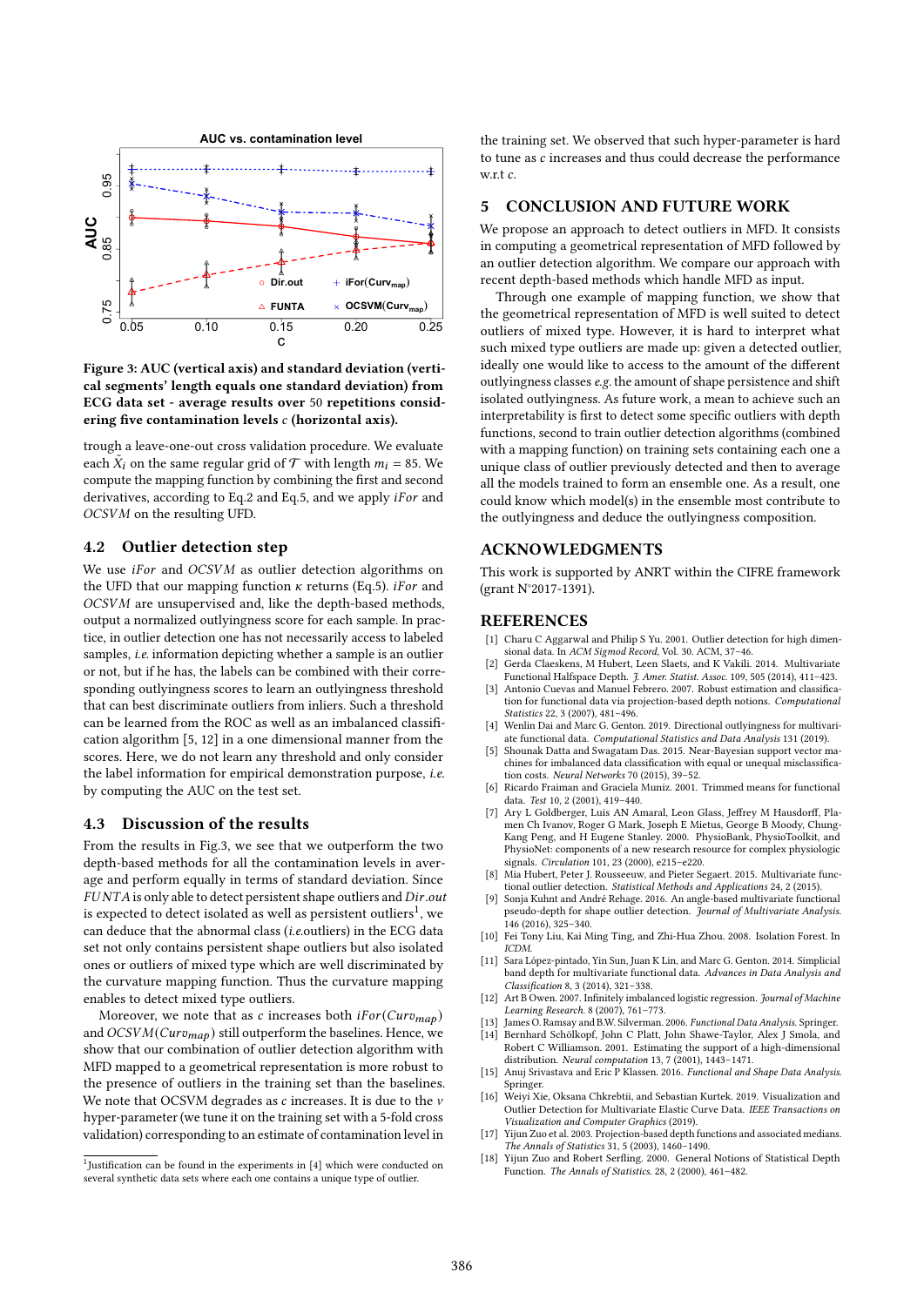AUC vs. contamination level

AUC

0.75 0.85 0.95

0.05 0.10 0.15 0.20 0.25

c

Dir.out

FUNTA

iFor(Curv$_{map}$)

OCSVM(Curv$_{map}$)

**Figure 3: AUC (vertical axis) and standard deviation (vertical segments' length equals one standard deviation) from ECG data set - average results over 50 repetitions considering five contamination levels $c$ (horizontal axis).**

trough a leave-one-out cross validation procedure. We evaluate each $\tilde{X}_i$ on the same regular grid of $\mathcal{T}$ with length $m_i = 85$. We compute the mapping function by combining the first and second derivatives, according to Eq.2 and Eq.5, and we apply *iFor* and *OCSVM* on the resulting UFD.

## 4.2 Outlier detection step

We use *iFor* and *OCSVM* as outlier detection algorithms on the UFD that our mapping function $\kappa$ returns (Eq.5). *iFor* and *OCSVM* are unsupervised and, like the depth-based methods, output a normalized outlyingness score for each sample. In practice, in outlier detection one has not necessarily access to labeled samples, *i.e.* information depicting whether a sample is an outlier or not, but if he has, the labels can be combined with their corresponding outlyingness scores to learn an outlyingness threshold that can best discriminate outliers from inliers. Such a threshold can be learned from the ROC as well as an imbalanced classification algorithm [5, 12] in a one dimensional manner from the scores. Here, we do not learn any threshold and only consider the label information for empirical demonstration purpose, *i.e.* by computing the AUC on the test set.

## 4.3 Discussion of the results

From the results in Fig.3, we see that we outperform the two depth-based methods for all the contamination levels in average and perform equally in terms of standard deviation. Since *FUNTA* is only able to detect persistent shape outliers and *Dir.out* is expected to detect isolated as well as persistent outliers[1], we can deduce that the abnormal class (*i.e.*outliers) in the ECG data set not only contains persistent shape outliers but also isolated ones or outliers of mixed type which are well discriminated by the curvature mapping function. Thus the curvature mapping enables to detect mixed type outliers.

Moreover, we note that as $c$ increases both $iFor(Curv_{map})$ and $OCSVM(Curv_{map})$ still outperform the baselines. Hence, we show that our combination of outlier detection algorithm with MFD mapped to a geometrical representation is more robust to the presence of outliers in the training set than the baselines. We note that OCSVM degrades as $c$ increases. It is due to the $\nu$ hyper-parameter (we tune it on the training set with a 5-fold cross validation) corresponding to an estimate of contamination level in the training set. We observed that such hyper-parameter is hard to tune as $c$ increases and thus could decrease the performance w.r.t $c$.

[1] Justification can be found in the experiments in [4] which were conducted on several synthetic data sets where each one contains a unique type of outlier.

# 5 CONCLUSION AND FUTURE WORK

We propose an approach to detect outliers in MFD. It consists in computing a geometrical representation of MFD followed by an outlier detection algorithm. We compare our approach with recent depth-based methods which handle MFD as input.

Through one example of mapping function, we show that the geometrical representation of MFD is well suited to detect outliers of mixed type. However, it is hard to interpret what such mixed type outliers are made up: given a detected outlier, ideally one would like to access to the amount of the different outlyingness classes *e.g.* the amount of shape persistence and shift isolated outlyingness. As future work, a mean to achieve such an interpretability is first to detect some specific outliers with depth functions, second to train outlier detection algorithms (combined with a mapping function) on training sets containing each one a unique class of outlier previously detected and then to average all the models trained to form an ensemble one. As a result, one could know which model(s) in the ensemble most contribute to the outlyingness and deduce the outlyingness composition.

# ACKNOWLEDGMENTS

This work is supported by ANRT within the CIFRE framework (grant N°2017-1391).

# REFERENCES

[1] Charu C Aggarwal and Philip S Yu. 2001. Outlier detection for high dimensional data. In *ACM Sigmod Record*, Vol. 30. ACM, 37–46.
[2] Gerda Claeskens, M Hubert, Leen Slaets, and K Vakili. 2014. Multivariate Functional Halfspace Depth. *J. Amer. Statist. Assoc.* 109, 505 (2014), 411–423.
[3] Antonio Cuevas and Manuel Febrero. 2007. Robust estimation and classification for functional data via projection-based depth notions. *Computational Statistics* 22, 3 (2007), 481–496.
[4] Wenlin Dai and Marc G. Genton. 2019. Directional outlyingness for multivariate functional data. *Computational Statistics and Data Analysis* 131 (2019).
[5] Shounak Datta and Swagatam Das. 2015. Near-Bayesian support vector machines for imbalanced data classification with equal or unequal misclassification costs. *Neural Networks* 70 (2015), 39–52.
[6] Ricardo Fraiman and Graciela Muniz. 2001. Trimmed means for functional data. *Test* 10, 2 (2001), 419–440.
[7] Ary L Goldberger, Luis AN Amaral, Leon Glass, Jeffrey M Hausdorff, Plamen Ch Ivanov, Roger G Mark, Joseph E Mietus, George B Moody, Chung-Kang Peng, and H Eugene Stanley. 2000. PhysioBank, PhysioToolkit, and PhysioNet: components of a new research resource for complex physiologic signals. *Circulation* 101, 23 (2000), e215–e220.
[8] Mia Hubert, Peter J. Rousseeuw, and Pieter Segaert. 2015. Multivariate functional outlier detection. *Statistical Methods and Applications* 24, 2 (2015).
[9] Sonja Kuhnt and André Rehage. 2016. An angle-based multivariate functional pseudo-depth for shape outlier detection. *Journal of Multivariate Analysis.* 146 (2016), 325–340.
[10] Fei Tony Liu, Kai Ming Ting, and Zhi-Hua Zhou. 2008. Isolation Forest. In *ICDM*.
[11] Sara López-pintado, Yin Sun, Juan K Lin, and Marc G. Genton. 2014. Simplicial band depth for multivariate functional data. *Advances in Data Analysis and Classification* 8, 3 (2014), 321–338.
[12] Art B Owen. 2007. Infinitely imbalanced logistic regression. *Journal of Machine Learning Research.* 8 (2007), 761–773.
[13] James O. Ramsay and B.W. Silverman. 2006. *Functional Data Analysis.* Springer.
[14] Bernhard Schölkopf, John C Platt, John Shawe-Taylor, Alex J Smola, and Robert C Williamson. 2001. Estimating the support of a high-dimensional distribution. *Neural computation* 13, 7 (2001), 1443–1471.
[15] Anuj Srivastava and Eric P Klassen. 2016. *Functional and Shape Data Analysis.* Springer.
[16] Weiyi Xie, Oksana Chkrebtii, and Sebastian Kurtek. 2019. Visualization and Outlier Detection for Multivariate Elastic Curve Data. *IEEE Transactions on Visualization and Computer Graphics* (2019).
[17] Yijun Zuo et al. 2003. Projection-based depth functions and associated medians. *The Annals of Statistics* 31, 5 (2003), 1460–1490.
[18] Yijun Zuo and Robert Serfling. 2000. General Notions of Statistical Depth Function. *The Annals of Statistics.* 28, 2 (2000), 461–482.